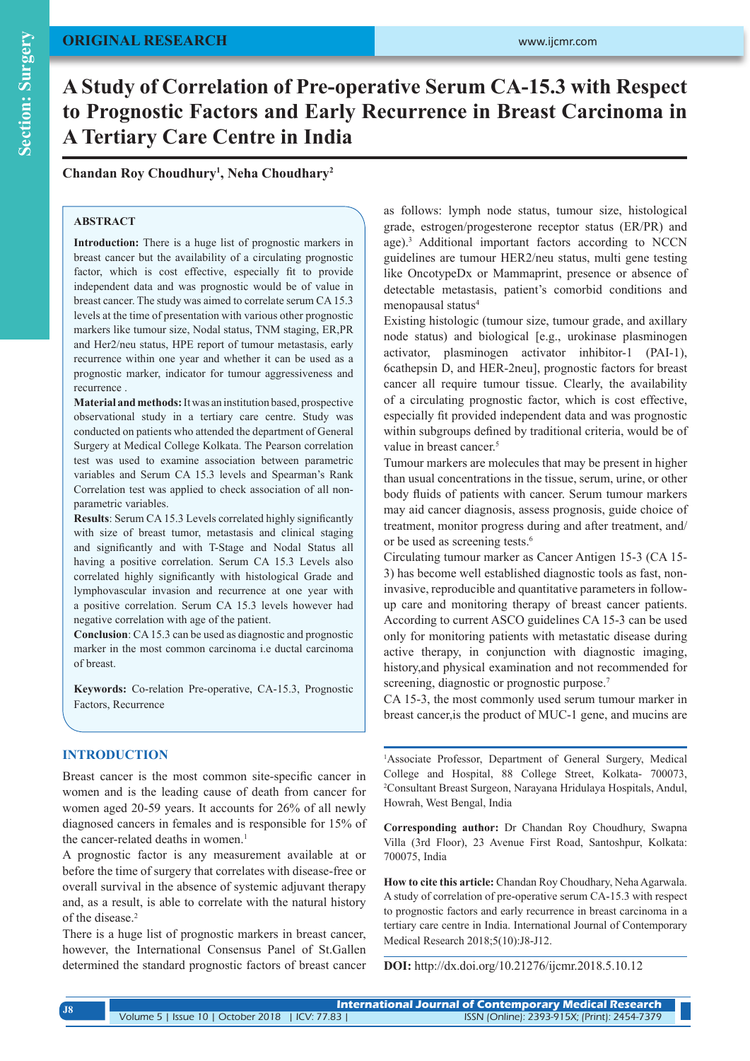ORIGINAL RESEARCH

# A Study of Correlation of Pre-operative Serum CA-15.3 with Respect to Prognostic Factors and Early Recurrence in Breast Carcinoma in A Tertiary Care Centre in India

**Chandan Roy Choudhury[1], Neha Choudhary[2]**

## ABSTRACT

**Introduction:** There is a huge list of prognostic markers in breast cancer but the availability of a circulating prognostic factor, which is cost effective, especially fit to provide independent data and was prognostic would be of value in breast cancer. The study was aimed to correlate serum CA 15.3 levels at the time of presentation with various other prognostic markers like tumour size, Nodal status, TNM staging, ER,PR and Her2/neu status, HPE report of tumour metastasis, early recurrence within one year and whether it can be used as a prognostic marker, indicator for tumour aggressiveness and recurrence .

**Material and methods:** It was an institution based, prospective observational study in a tertiary care centre. Study was conducted on patients who attended the department of General Surgery at Medical College Kolkata. The Pearson correlation test was used to examine association between parametric variables and Serum CA 15.3 levels and Spearman's Rank Correlation test was applied to check association of all non-parametric variables.

**Results**: Serum CA 15.3 Levels correlated highly significantly with size of breast tumor, metastasis and clinical staging and significantly and with T-Stage and Nodal Status all having a positive correlation. Serum CA 15.3 Levels also correlated highly significantly with histological Grade and lymphovascular invasion and recurrence at one year with a positive correlation. Serum CA 15.3 levels however had negative correlation with age of the patient.

**Conclusion**: CA 15.3 can be used as diagnostic and prognostic marker in the most common carcinoma i.e ductal carcinoma of breast.

**Keywords:** Co-relation Pre-operative, CA-15.3, Prognostic Factors, Recurrence

## INTRODUCTION

Breast cancer is the most common site-specific cancer in women and is the leading cause of death from cancer for women aged 20-59 years. It accounts for 26% of all newly diagnosed cancers in females and is responsible for 15% of the cancer-related deaths in women.[1]

A prognostic factor is any measurement available at or before the time of surgery that correlates with disease-free or overall survival in the absence of systemic adjuvant therapy and, as a result, is able to correlate with the natural history of the disease.[2]

There is a huge list of prognostic markers in breast cancer, however, the International Consensus Panel of St.Gallen determined the standard prognostic factors of breast cancer as follows: lymph node status, tumour size, histological grade, estrogen/progesterone receptor status (ER/PR) and age).[3] Additional important factors according to NCCN guidelines are tumour HER2/neu status, multi gene testing like OncotypeDx or Mammaprint, presence or absence of detectable metastasis, patient's comorbid conditions and menopausal status[4]

Existing histologic (tumour size, tumour grade, and axillary node status) and biological [e.g., urokinase plasminogen activator, plasminogen activator inhibitor-1 (PAI-1), 6cathepsin D, and HER-2neu], prognostic factors for breast cancer all require tumour tissue. Clearly, the availability of a circulating prognostic factor, which is cost effective, especially fit provided independent data and was prognostic within subgroups defined by traditional criteria, would be of value in breast cancer.[5]

Tumour markers are molecules that may be present in higher than usual concentrations in the tissue, serum, urine, or other body fluids of patients with cancer. Serum tumour markers may aid cancer diagnosis, assess prognosis, guide choice of treatment, monitor progress during and after treatment, and/or be used as screening tests.[6]

Circulating tumour marker as Cancer Antigen 15-3 (CA 15-3) has become well established diagnostic tools as fast, non-invasive, reproducible and quantitative parameters in follow-up care and monitoring therapy of breast cancer patients. According to current ASCO guidelines CA 15-3 can be used only for monitoring patients with metastatic disease during active therapy, in conjunction with diagnostic imaging, history,and physical examination and not recommended for screening, diagnostic or prognostic purpose.[7]

CA 15-3, the most commonly used serum tumour marker in breast cancer,is the product of MUC-1 gene, and mucins are

---

[1]Associate Professor, Department of General Surgery, Medical College and Hospital, 88 College Street, Kolkata- 700073, [2]Consultant Breast Surgeon, Narayana Hridulaya Hospitals, Andul, Howrah, West Bengal, India

**Corresponding author:** Dr Chandan Roy Choudhury, Swapna Villa (3rd Floor), 23 Avenue First Road, Santoshpur, Kolkata: 700075, India

**How to cite this article:** Chandan Roy Choudhary, Neha Agarwala. A study of correlation of pre-operative serum CA-15.3 with respect to prognostic factors and early recurrence in breast carcinoma in a tertiary care centre in India. International Journal of Contemporary Medical Research 2018;5(10):J8-J12.

**DOI:** http://dx.doi.org/10.21276/ijcmr.2018.5.10.12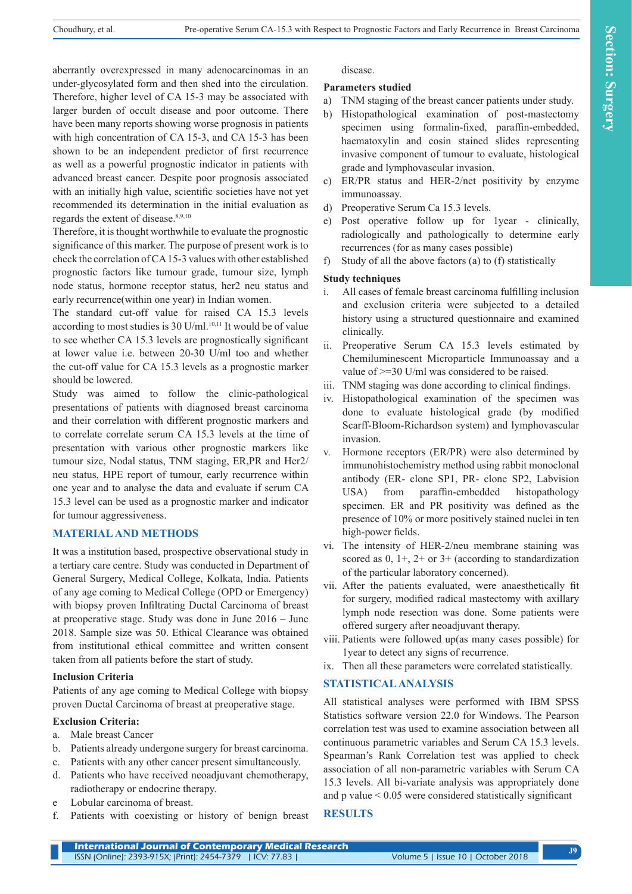aberrantly overexpressed in many adenocarcinomas in an under-glycosylated form and then shed into the circulation. Therefore, higher level of CA 15-3 may be associated with larger burden of occult disease and poor outcome. There have been many reports showing worse prognosis in patients with high concentration of CA 15-3, and CA 15-3 has been shown to be an independent predictor of first recurrence as well as a powerful prognostic indicator in patients with advanced breast cancer. Despite poor prognosis associated with an initially high value, scientific societies have not yet recommended its determination in the initial evaluation as regards the extent of disease.[8,9,10]

Therefore, it is thought worthwhile to evaluate the prognostic significance of this marker. The purpose of present work is to check the correlation of CA 15-3 values with other established prognostic factors like tumour grade, tumour size, lymph node status, hormone receptor status, her2 neu status and early recurrence(within one year) in Indian women.

The standard cut-off value for raised CA 15.3 levels according to most studies is 30 U/ml.[10,11] It would be of value to see whether CA 15.3 levels are prognostically significant at lower value i.e. between 20-30 U/ml too and whether the cut-off value for CA 15.3 levels as a prognostic marker should be lowered.

Study was aimed to follow the clinic-pathological presentations of patients with diagnosed breast carcinoma and their correlation with different prognostic markers and to correlate correlate serum CA 15.3 levels at the time of presentation with various other prognostic markers like tumour size, Nodal status, TNM staging, ER,PR and Her2/neu status, HPE report of tumour, early recurrence within one year and to analyse the data and evaluate if serum CA 15.3 level can be used as a prognostic marker and indicator for tumour aggressiveness.

## MATERIAL AND METHODS

It was a institution based, prospective observational study in a tertiary care centre. Study was conducted in Department of General Surgery, Medical College, Kolkata, India. Patients of any age coming to Medical College (OPD or Emergency) with biopsy proven Infiltrating Ductal Carcinoma of breast at preoperative stage. Study was done in June 2016 – June 2018. Sample size was 50. Ethical Clearance was obtained from institutional ethical committee and written consent taken from all patients before the start of study.

### Inclusion Criteria

Patients of any age coming to Medical College with biopsy proven Ductal Carcinoma of breast at preoperative stage.

### Exclusion Criteria:

a. Male breast Cancer
b. Patients already undergone surgery for breast carcinoma.
c. Patients with any other cancer present simultaneously.
d. Patients who have received neoadjuvant chemotherapy, radiotherapy or endocrine therapy.
e Lobular carcinoma of breast.
f. Patients with coexisting or history of benign breast disease.

### Parameters studied

a) TNM staging of the breast cancer patients under study.
b) Histopathological examination of post-mastectomy specimen using formalin-fixed, paraffin-embedded, haematoxylin and eosin stained slides representing invasive component of tumour to evaluate, histological grade and lymphovascular invasion.
c) ER/PR status and HER-2/net positivity by enzyme immunoassay.
d) Preoperative Serum Ca 15.3 levels.
e) Post operative follow up for 1year - clinically, radiologically and pathologically to determine early recurrences (for as many cases possible)
f) Study of all the above factors (a) to (f) statistically

### Study techniques

i. All cases of female breast carcinoma fulfilling inclusion and exclusion criteria were subjected to a detailed history using a structured questionnaire and examined clinically.
ii. Preoperative Serum CA 15.3 levels estimated by Chemiluminescent Microparticle Immunoassay and a value of >=30 U/ml was considered to be raised.
iii. TNM staging was done according to clinical findings.
iv. Histopathological examination of the specimen was done to evaluate histological grade (by modified Scarff-Bloom-Richardson system) and lymphovascular invasion.
v. Hormone receptors (ER/PR) were also determined by immunohistochemistry method using rabbit monoclonal antibody (ER- clone SP1, PR- clone SP2, Labvision USA) from paraffin-embedded histopathology specimen. ER and PR positivity was defined as the presence of 10% or more positively stained nuclei in ten high-power fields.
vi. The intensity of HER-2/neu membrane staining was scored as 0, 1+, 2+ or 3+ (according to standardization of the particular laboratory concerned).
vii. After the patients evaluated, were anaesthetically fit for surgery, modified radical mastectomy with axillary lymph node resection was done. Some patients were offered surgery after neoadjuvant therapy.
viii. Patients were followed up(as many cases possible) for 1year to detect any signs of recurrence.
ix. Then all these parameters were correlated statistically.

## STATISTICAL ANALYSIS

All statistical analyses were performed with IBM SPSS Statistics software version 22.0 for Windows. The Pearson correlation test was used to examine association between all continuous parametric variables and Serum CA 15.3 levels. Spearman's Rank Correlation test was applied to check association of all non-parametric variables with Serum CA 15.3 levels. All bi-variate analysis was appropriately done and p value $< 0.05$ were considered statistically significant

## RESULTS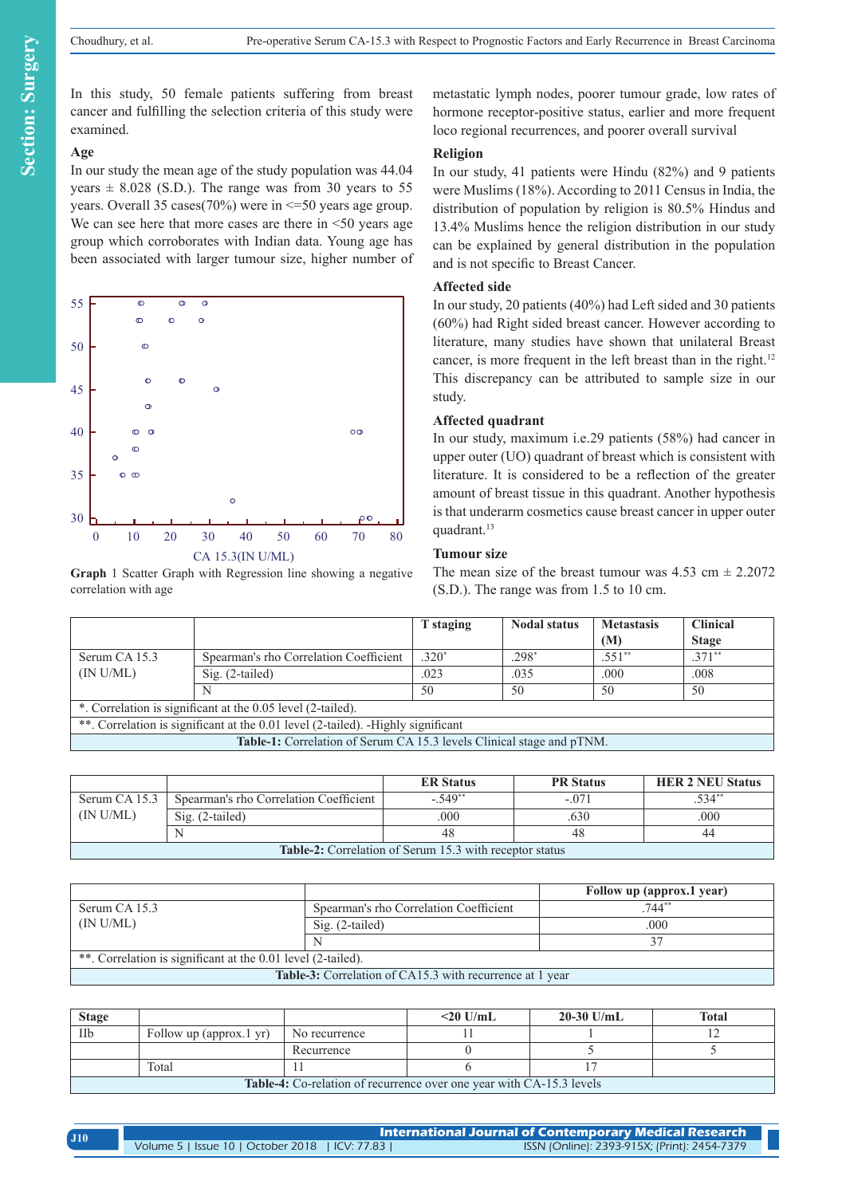In this study, 50 female patients suffering from breast cancer and fulfilling the selection criteria of this study were examined.

### Age

In our study the mean age of the study population was 44.04 years ± 8.028 (S.D.). The range was from 30 years to 55 years. Overall 35 cases(70%) were in <=50 years age group. We can see here that more cases are there in <50 years age group which corroborates with Indian data. Young age has been associated with larger tumour size, higher number of metastatic lymph nodes, poorer tumour grade, low rates of hormone receptor-positive status, earlier and more frequent loco regional recurrences, and poorer overall survival

**Graph** 1 Scatter Graph with Regression line showing a negative correlation with age

### Religion

In our study, 41 patients were Hindu (82%) and 9 patients were Muslims (18%). According to 2011 Census in India, the distribution of population by religion is 80.5% Hindus and 13.4% Muslims hence the religion distribution in our study can be explained by general distribution in the population and is not specific to Breast Cancer.

### Affected side

In our study, 20 patients (40%) had Left sided and 30 patients (60%) had Right sided breast cancer. However according to literature, many studies have shown that unilateral Breast cancer, is more frequent in the left breast than in the right.[12] This discrepancy can be attributed to sample size in our study.

### Affected quadrant

In our study, maximum i.e.29 patients (58%) had cancer in upper outer (UO) quadrant of breast which is consistent with literature. It is considered to be a reflection of the greater amount of breast tissue in this quadrant. Another hypothesis is that underarm cosmetics cause breast cancer in upper outer quadrant.[13]

### Tumour size

The mean size of the breast tumour was 4.53 cm ± 2.2072 (S.D.). The range was from 1.5 to 10 cm.

| | | T staging | Nodal status | Metastasis (M) | Clinical Stage |
|---|---|---|---|---|---|
| Serum CA 15.3 (IN U/ML) | Spearman's rho Correlation Coefficient | .320* | .298* | .551** | .371** |
| | Sig. (2-tailed) | .023 | .035 | .000 | .008 |
| | N | 50 | 50 | 50 | 50 |

*. Correlation is significant at the 0.05 level (2-tailed).
**. Correlation is significant at the 0.01 level (2-tailed). -Highly significant

**Table-1:** Correlation of Serum CA 15.3 levels Clinical stage and pTNM.

| | | ER Status | PR Status | HER 2 NEU Status |
|---|---|---|---|---|
| Serum CA 15.3 (IN U/ML) | Spearman's rho Correlation Coefficient | -.549** | -.071 | .534** |
| | Sig. (2-tailed) | .000 | .630 | .000 |
| | N | 48 | 48 | 44 |

**Table-2:** Correlation of Serum 15.3 with receptor status

| | | Follow up (approx.1 year) |
|---|---|---|
| Serum CA 15.3 (IN U/ML) | Spearman's rho Correlation Coefficient | .744** |
| | Sig. (2-tailed) | .000 |
| | N | 37 |

**. Correlation is significant at the 0.01 level (2-tailed).

**Table-3:** Correlation of CA15.3 with recurrence at 1 year

| Stage | | | <20 U/mL | 20-30 U/mL | Total |
|---|---|---|---|---|---|
| IIb | Follow up (approx.1 yr) | No recurrence | 11 | 1 | 12 |
| | | Recurrence | 0 | 5 | 5 |
| | Total | 11 | 6 | 17 | |

**Table-4:** Co-relation of recurrence over one year with CA-15.3 levels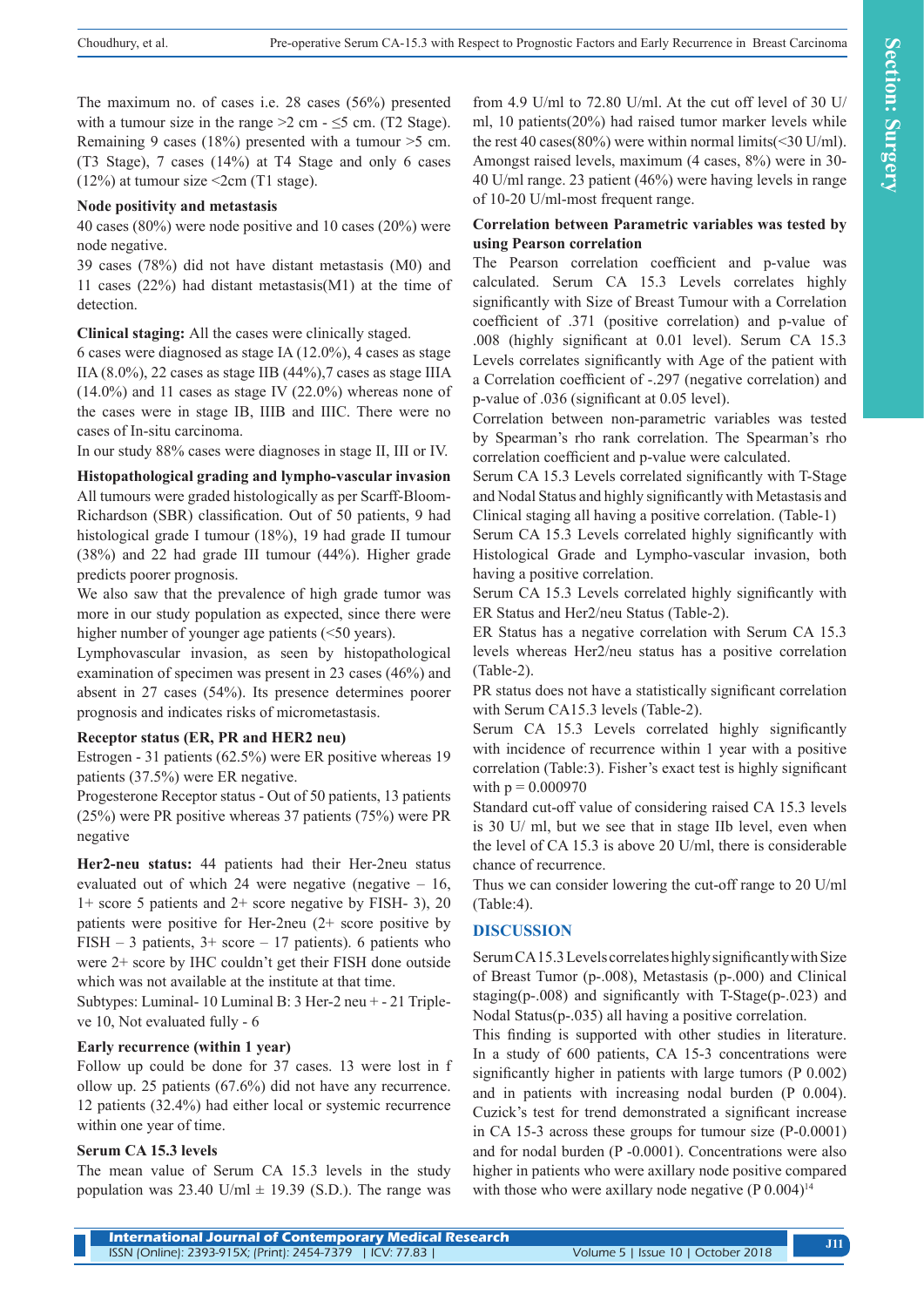The maximum no. of cases i.e. 28 cases (56%) presented with a tumour size in the range >2 cm - ≤5 cm. (T2 Stage). Remaining 9 cases (18%) presented with a tumour >5 cm. (T3 Stage), 7 cases (14%) at T4 Stage and only 6 cases (12%) at tumour size <2cm (T1 stage).

**Node positivity and metastasis**

40 cases (80%) were node positive and 10 cases (20%) were node negative.

39 cases (78%) did not have distant metastasis (M0) and 11 cases (22%) had distant metastasis(M1) at the time of detection.

**Clinical staging:** All the cases were clinically staged.

6 cases were diagnosed as stage IA (12.0%), 4 cases as stage IIA (8.0%), 22 cases as stage IIB (44%),7 cases as stage IIIA (14.0%) and 11 cases as stage IV (22.0%) whereas none of the cases were in stage IB, IIIB and IIIC. There were no cases of In-situ carcinoma.

In our study 88% cases were diagnoses in stage II, III or IV.

**Histopathological grading and lympho-vascular invasion**

All tumours were graded histologically as per Scarff-Bloom-Richardson (SBR) classification. Out of 50 patients, 9 had histological grade I tumour (18%), 19 had grade II tumour (38%) and 22 had grade III tumour (44%). Higher grade predicts poorer prognosis.

We also saw that the prevalence of high grade tumor was more in our study population as expected, since there were higher number of younger age patients (<50 years).

Lymphovascular invasion, as seen by histopathological examination of specimen was present in 23 cases (46%) and absent in 27 cases (54%). Its presence determines poorer prognosis and indicates risks of micrometastasis.

**Receptor status (ER, PR and HER2 neu)**

Estrogen - 31 patients (62.5%) were ER positive whereas 19 patients (37.5%) were ER negative.

Progesterone Receptor status - Out of 50 patients, 13 patients (25%) were PR positive whereas 37 patients (75%) were PR negative

**Her2-neu status:** 44 patients had their Her-2neu status evaluated out of which 24 were negative (negative – 16, 1+ score 5 patients and 2+ score negative by FISH- 3), 20 patients were positive for Her-2neu (2+ score positive by FISH – 3 patients, 3+ score – 17 patients). 6 patients who were 2+ score by IHC couldn't get their FISH done outside which was not available at the institute at that time.

Subtypes: Luminal- 10 Luminal B: 3 Her-2 neu + - 21 Triple-ve 10, Not evaluated fully - 6

**Early recurrence (within 1 year)**

Follow up could be done for 37 cases. 13 were lost in f ollow up. 25 patients (67.6%) did not have any recurrence. 12 patients (32.4%) had either local or systemic recurrence within one year of time.

**Serum CA 15.3 levels**

The mean value of Serum CA 15.3 levels in the study population was 23.40 U/ml ± 19.39 (S.D.). The range was from 4.9 U/ml to 72.80 U/ml. At the cut off level of 30 U/ml, 10 patients(20%) had raised tumor marker levels while the rest 40 cases(80%) were within normal limits(<30 U/ml). Amongst raised levels, maximum (4 cases, 8%) were in 30-40 U/ml range. 23 patient (46%) were having levels in range of 10-20 U/ml-most frequent range.

**Correlation between Parametric variables was tested by using Pearson correlation**

The Pearson correlation coefficient and p-value was calculated. Serum CA 15.3 Levels correlates highly significantly with Size of Breast Tumour with a Correlation coefficient of .371 (positive correlation) and p-value of .008 (highly significant at 0.01 level). Serum CA 15.3 Levels correlates significantly with Age of the patient with a Correlation coefficient of -.297 (negative correlation) and p-value of .036 (significant at 0.05 level).

Correlation between non-parametric variables was tested by Spearman's rho rank correlation. The Spearman's rho correlation coefficient and p-value were calculated.

Serum CA 15.3 Levels correlated significantly with T-Stage and Nodal Status and highly significantly with Metastasis and Clinical staging all having a positive correlation. (Table-1)

Serum CA 15.3 Levels correlated highly significantly with Histological Grade and Lympho-vascular invasion, both having a positive correlation.

Serum CA 15.3 Levels correlated highly significantly with ER Status and Her2/neu Status (Table-2).

ER Status has a negative correlation with Serum CA 15.3 levels whereas Her2/neu status has a positive correlation (Table-2).

PR status does not have a statistically significant correlation with Serum CA15.3 levels (Table-2).

Serum CA 15.3 Levels correlated highly significantly with incidence of recurrence within 1 year with a positive correlation (Table:3). Fisher's exact test is highly significant with p = 0.000970

Standard cut-off value of considering raised CA 15.3 levels is 30 U/ ml, but we see that in stage IIb level, even when the level of CA 15.3 is above 20 U/ml, there is considerable chance of recurrence.

Thus we can consider lowering the cut-off range to 20 U/ml (Table:4).

## DISCUSSION

Serum CA15.3 Levels correlates highly significantly with Size of Breast Tumor (p-.008), Metastasis (p-.000) and Clinical staging(p-.008) and significantly with T-Stage(p-.023) and Nodal Status(p-.035) all having a positive correlation.

This finding is supported with other studies in literature. In a study of 600 patients, CA 15-3 concentrations were significantly higher in patients with large tumors (P 0.002) and in patients with increasing nodal burden (P 0.004). Cuzick's test for trend demonstrated a significant increase in CA 15-3 across these groups for tumour size (P-0.0001) and for nodal burden (P -0.0001). Concentrations were also higher in patients who were axillary node positive compared with those who were axillary node negative (P 0.004)[14]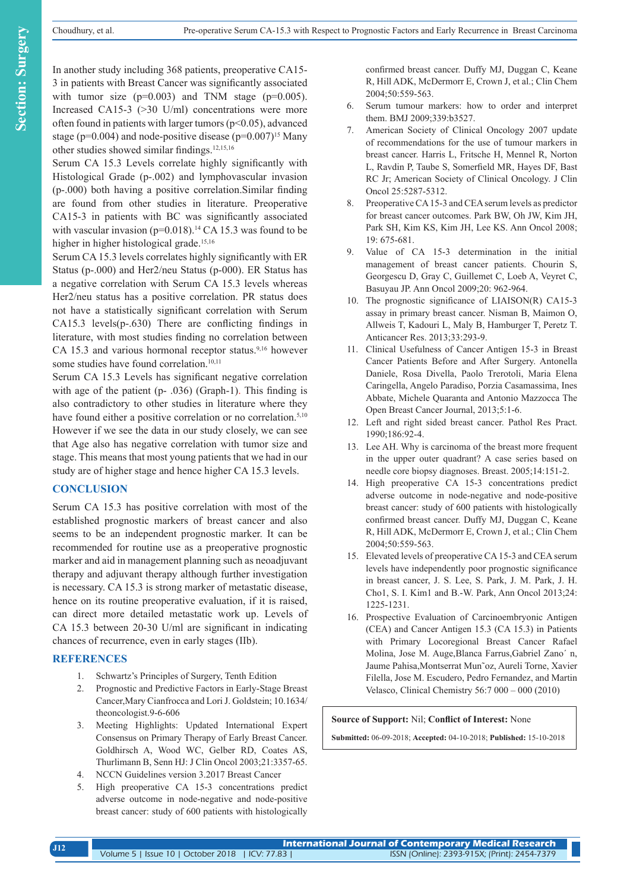In another study including 368 patients, preoperative CA15-3 in patients with Breast Cancer was significantly associated with tumor size (p=0.003) and TNM stage (p=0.005). Increased CA15-3 (>30 U/ml) concentrations were more often found in patients with larger tumors (p<0.05), advanced stage (p=0.004) and node-positive disease (p=0.007)[15] Many other studies showed similar findings.[12,15,16]

Serum CA 15.3 Levels correlate highly significantly with Histological Grade (p-.002) and lymphovascular invasion (p-.000) both having a positive correlation.Similar finding are found from other studies in literature. Preoperative CA15-3 in patients with BC was significantly associated with vascular invasion (p=0.018).[14] CA 15.3 was found to be higher in higher histological grade.[15,16]

Serum CA 15.3 levels correlates highly significantly with ER Status (p-.000) and Her2/neu Status (p-000). ER Status has a negative correlation with Serum CA 15.3 levels whereas Her2/neu status has a positive correlation. PR status does not have a statistically significant correlation with Serum CA15.3 levels(p-.630) There are conflicting findings in literature, with most studies finding no correlation between CA 15.3 and various hormonal receptor status.[9,16] however some studies have found correlation.[10,11]

Serum CA 15.3 Levels has significant negative correlation with age of the patient (p- .036) (Graph-1). This finding is also contradictory to other studies in literature where they have found either a positive correlation or no correlation.[5,10] However if we see the data in our study closely, we can see that Age also has negative correlation with tumor size and stage. This means that most young patients that we had in our study are of higher stage and hence higher CA 15.3 levels.

## CONCLUSION

Serum CA 15.3 has positive correlation with most of the established prognostic markers of breast cancer and also seems to be an independent prognostic marker. It can be recommended for routine use as a preoperative prognostic marker and aid in management planning such as neoadjuvant therapy and adjuvant therapy although further investigation is necessary. CA 15.3 is strong marker of metastatic disease, hence on its routine preoperative evaluation, if it is raised, can direct more detailed metastatic work up. Levels of CA 15.3 between 20-30 U/ml are significant in indicating chances of recurrence, even in early stages (IIb).

## REFERENCES

1. Schwartz's Principles of Surgery, Tenth Edition
2. Prognostic and Predictive Factors in Early-Stage Breast Cancer,Mary Cianfrocca and Lori J. Goldstein; 10.1634/theoncologist.9-6-606
3. Meeting Highlights: Updated International Expert Consensus on Primary Therapy of Early Breast Cancer. Goldhirsch A, Wood WC, Gelber RD, Coates AS, Thurlimann B, Senn HJ: J Clin Oncol 2003;21:3357-65.
4. NCCN Guidelines version 3.2017 Breast Cancer
5. High preoperative CA 15-3 concentrations predict adverse outcome in node-negative and node-positive breast cancer: study of 600 patients with histologically confirmed breast cancer. Duffy MJ, Duggan C, Keane R, Hill ADK, McDermorr E, Crown J, et al.; Clin Chem 2004;50:559-563.
6. Serum tumour markers: how to order and interpret them. BMJ 2009;339:b3527.
7. American Society of Clinical Oncology 2007 update of recommendations for the use of tumour markers in breast cancer. Harris L, Fritsche H, Mennel R, Norton L, Ravdin P, Taube S, Somerfield MR, Hayes DF, Bast RC Jr; American Society of Clinical Oncology. J Clin Oncol 25:5287-5312.
8. Preoperative CA 15-3 and CEA serum levels as predictor for breast cancer outcomes. Park BW, Oh JW, Kim JH, Park SH, Kim KS, Kim JH, Lee KS. Ann Oncol 2008; 19: 675-681.
9. Value of CA 15-3 determination in the initial management of breast cancer patients. Chourin S, Georgescu D, Gray C, Guillemet C, Loeb A, Veyret C, Basuyau JP. Ann Oncol 2009;20: 962-964.
10. The prognostic significance of LIAISON(R) CA15-3 assay in primary breast cancer. Nisman B, Maimon O, Allweis T, Kadouri L, Maly B, Hamburger T, Peretz T. Anticancer Res. 2013;33:293-9.
11. Clinical Usefulness of Cancer Antigen 15-3 in Breast Cancer Patients Before and After Surgery. Antonella Daniele, Rosa Divella, Paolo Trerotoli, Maria Elena Caringella, Angelo Paradiso, Porzia Casamassima, Ines Abbate, Michele Quaranta and Antonio Mazzocca The Open Breast Cancer Journal, 2013;5:1-6.
12. Left and right sided breast cancer. Pathol Res Pract. 1990;186:92-4.
13. Lee AH. Why is carcinoma of the breast more frequent in the upper outer quadrant? A case series based on needle core biopsy diagnoses. Breast. 2005;14:151-2.
14. High preoperative CA 15-3 concentrations predict adverse outcome in node-negative and node-positive breast cancer: study of 600 patients with histologically confirmed breast cancer. Duffy MJ, Duggan C, Keane R, Hill ADK, McDermorr E, Crown J, et al.; Clin Chem 2004;50:559-563.
15. Elevated levels of preoperative CA 15-3 and CEA serum levels have independently poor prognostic significance in breast cancer, J. S. Lee, S. Park, J. M. Park, J. H. Cho1, S. I. Kim1 and B.-W. Park, Ann Oncol 2013;24: 1225-1231.
16. Prospective Evaluation of Carcinoembryonic Antigen (CEA) and Cancer Antigen 15.3 (CA 15.3) in Patients with Primary Locoregional Breast Cancer Rafael Molina, Jose M. Auge,Blanca Farrus,Gabriel Zano´ n, Jaume Pahisa,Montserrat Mun˜oz, Aureli Torne, Xavier Filella, Jose M. Escudero, Pedro Fernandez, and Martin Velasco, Clinical Chemistry 56:7 000 – 000 (2010)

**Source of Support:** Nil; **Conflict of Interest:** None

**Submitted:** 06-09-2018; **Accepted:** 04-10-2018; **Published:** 15-10-2018